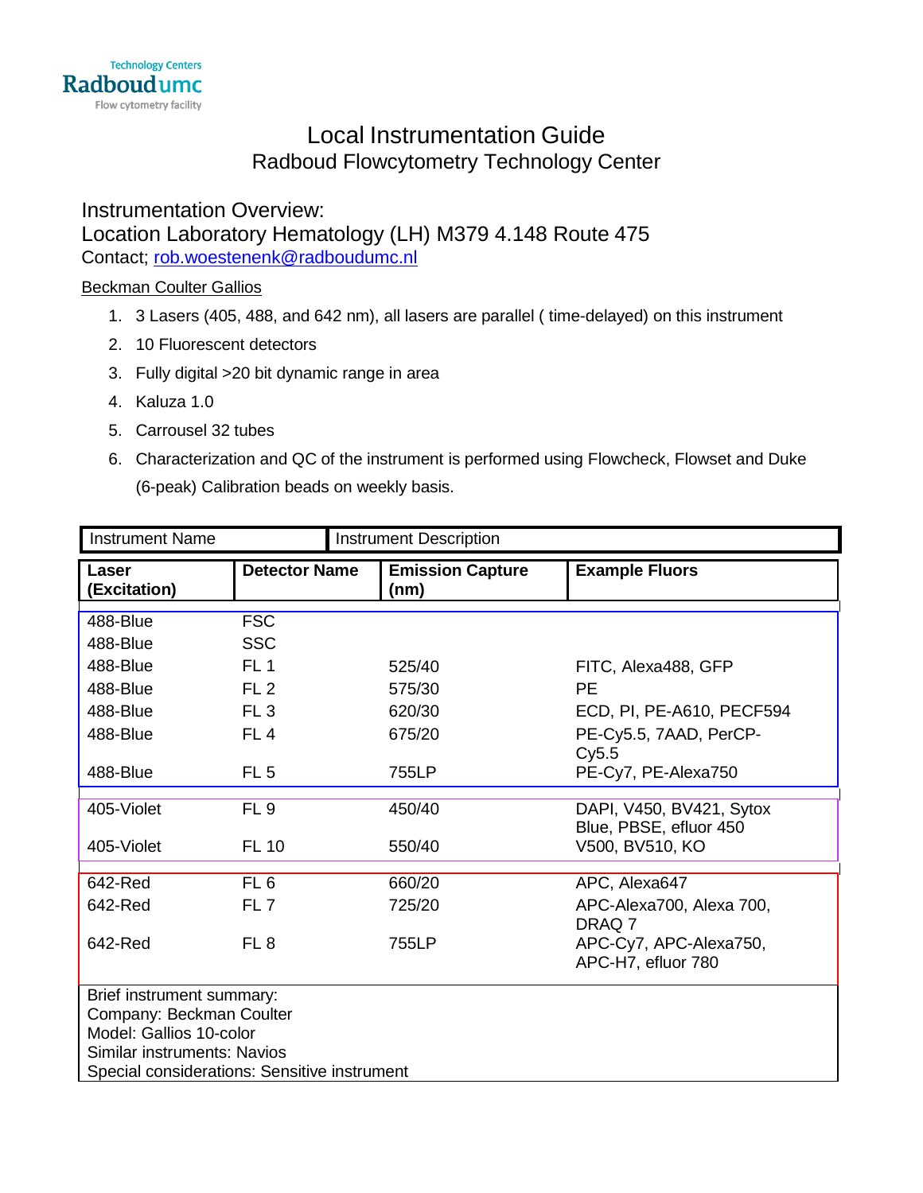Technology Centers
Radboudumc
Flow cytometry facility

# Local Instrumentation Guide

## Radboud Flowcytometry Technology Center

### Instrumentation Overview:

### Location Laboratory Hematology (LH) M379 4.148 Route 475

Contact; rob.woestenenk@radboudumc.nl

Beckman Coulter Gallios

1. 3 Lasers (405, 488, and 642 nm), all lasers are parallel ( time-delayed) on this instrument
2. 10 Fluorescent detectors
3. Fully digital >20 bit dynamic range in area
4. Kaluza 1.0
5. Carrousel 32 tubes
6. Characterization and QC of the instrument is performed using Flowcheck, Flowset and Duke (6-peak) Calibration beads on weekly basis.

| Instrument Name | Instrument Description | | |
|---|---|---|---|
| **Laser (Excitation)** | **Detector Name** | **Emission Capture (nm)** | **Example Fluors** |
| 488-Blue | FSC | | |
| 488-Blue | SSC | | |
| 488-Blue | FL 1 | 525/40 | FITC, Alexa488, GFP |
| 488-Blue | FL 2 | 575/30 | PE |
| 488-Blue | FL 3 | 620/30 | ECD, PI, PE-A610, PECF594 |
| 488-Blue | FL 4 | 675/20 | PE-Cy5.5, 7AAD, PerCP-Cy5.5 |
| 488-Blue | FL 5 | 755LP | PE-Cy7, PE-Alexa750 |
| 405-Violet | FL 9 | 450/40 | DAPI, V450, BV421, Sytox Blue, PBSE, efluor 450 |
| 405-Violet | FL 10 | 550/40 | V500, BV510, KO |
| 642-Red | FL 6 | 660/20 | APC, Alexa647 |
| 642-Red | FL 7 | 725/20 | APC-Alexa700, Alexa 700, DRAQ 7 |
| 642-Red | FL 8 | 755LP | APC-Cy7, APC-Alexa750, APC-H7, efluor 780 |

Brief instrument summary:
Company: Beckman Coulter
Model: Gallios 10-color
Similar instruments: Navios
Special considerations: Sensitive instrument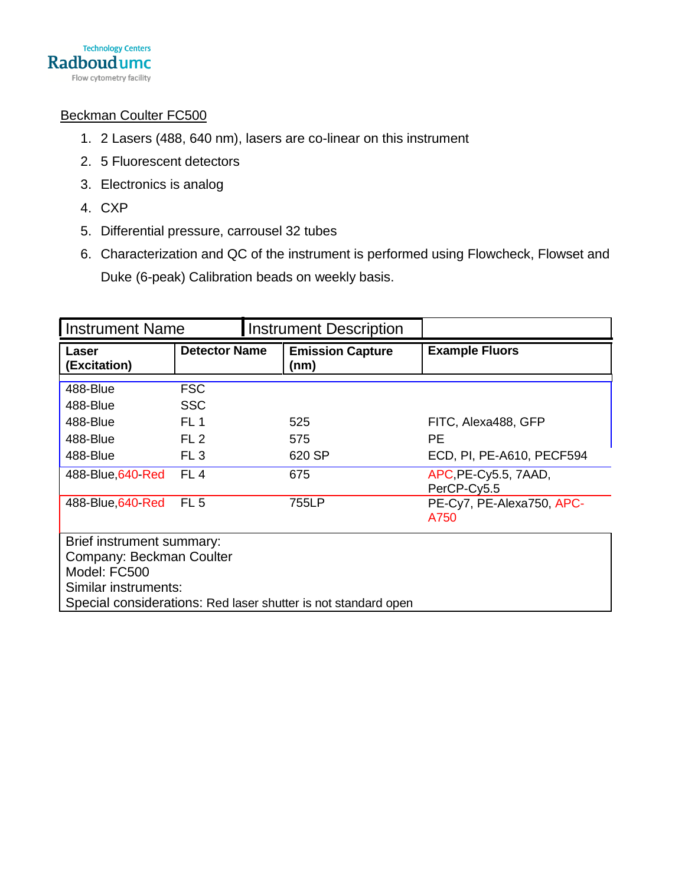Beckman Coulter FC500

1. 2 Lasers (488, 640 nm), lasers are co-linear on this instrument
2. 5 Fluorescent detectors
3. Electronics is analog
4. CXP
5. Differential pressure, carrousel 32 tubes
6. Characterization and QC of the instrument is performed using Flowcheck, Flowset and Duke (6-peak) Calibration beads on weekly basis.

| Instrument Name | Instrument Description | | |
|---|---|---|---|
| **Laser (Excitation)** | **Detector Name** | **Emission Capture (nm)** | **Example Fluors** |
| 488-Blue | FSC | | |
| 488-Blue | SSC | | |
| 488-Blue | FL 1 | 525 | FITC, Alexa488, GFP |
| 488-Blue | FL 2 | 575 | PE |
| 488-Blue | FL 3 | 620 SP | ECD, PI, PE-A610, PECF594 |
| 488-Blue,640-Red | FL 4 | 675 | APC,PE-Cy5.5, 7AAD, PerCP-Cy5.5 |
| 488-Blue,640-Red | FL 5 | 755LP | PE-Cy7, PE-Alexa750, APC-A750 |

Brief instrument summary:
Company: Beckman Coulter
Model: FC500
Similar instruments:
Special considerations: Red laser shutter is not standard open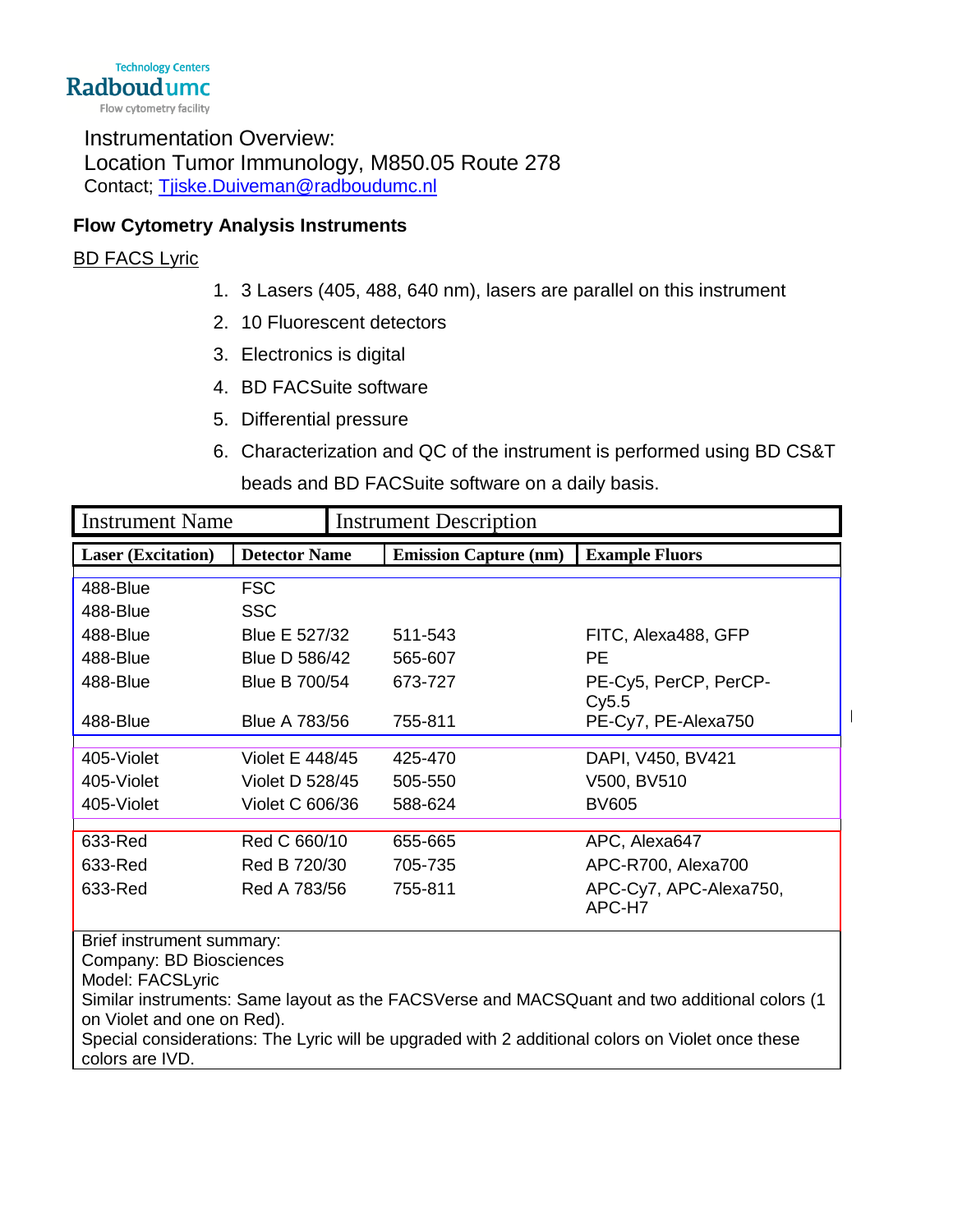Instrumentation Overview:
Location Tumor Immunology, M850.05 Route 278
Contact; Tjiske.Duiveman@radboudumc.nl

## Flow Cytometry Analysis Instruments

BD FACS Lyric

1. 3 Lasers (405, 488, 640 nm), lasers are parallel on this instrument
2. 10 Fluorescent detectors
3. Electronics is digital
4. BD FACSuite software
5. Differential pressure
6. Characterization and QC of the instrument is performed using BD CS&T beads and BD FACSuite software on a daily basis.

| Instrument Name | Instrument Description | | |
|---|---|---|---|
| **Laser (Excitation)** | **Detector Name** | **Emission Capture (nm)** | **Example Fluors** |
| 488-Blue | FSC | | |
| 488-Blue | SSC | | |
| 488-Blue | Blue E 527/32 | 511-543 | FITC, Alexa488, GFP |
| 488-Blue | Blue D 586/42 | 565-607 | PE |
| 488-Blue | Blue B 700/54 | 673-727 | PE-Cy5, PerCP, PerCP-Cy5.5 |
| 488-Blue | Blue A 783/56 | 755-811 | PE-Cy7, PE-Alexa750 |
| 405-Violet | Violet E 448/45 | 425-470 | DAPI, V450, BV421 |
| 405-Violet | Violet D 528/45 | 505-550 | V500, BV510 |
| 405-Violet | Violet C 606/36 | 588-624 | BV605 |
| 633-Red | Red C 660/10 | 655-665 | APC, Alexa647 |
| 633-Red | Red B 720/30 | 705-735 | APC-R700, Alexa700 |
| 633-Red | Red A 783/56 | 755-811 | APC-Cy7, APC-Alexa750, APC-H7 |

Brief instrument summary:
Company: BD Biosciences
Model: FACSLyric
Similar instruments: Same layout as the FACSVerse and MACSQuant and two additional colors (1 on Violet and one on Red).
Special considerations: The Lyric will be upgraded with 2 additional colors on Violet once these colors are IVD.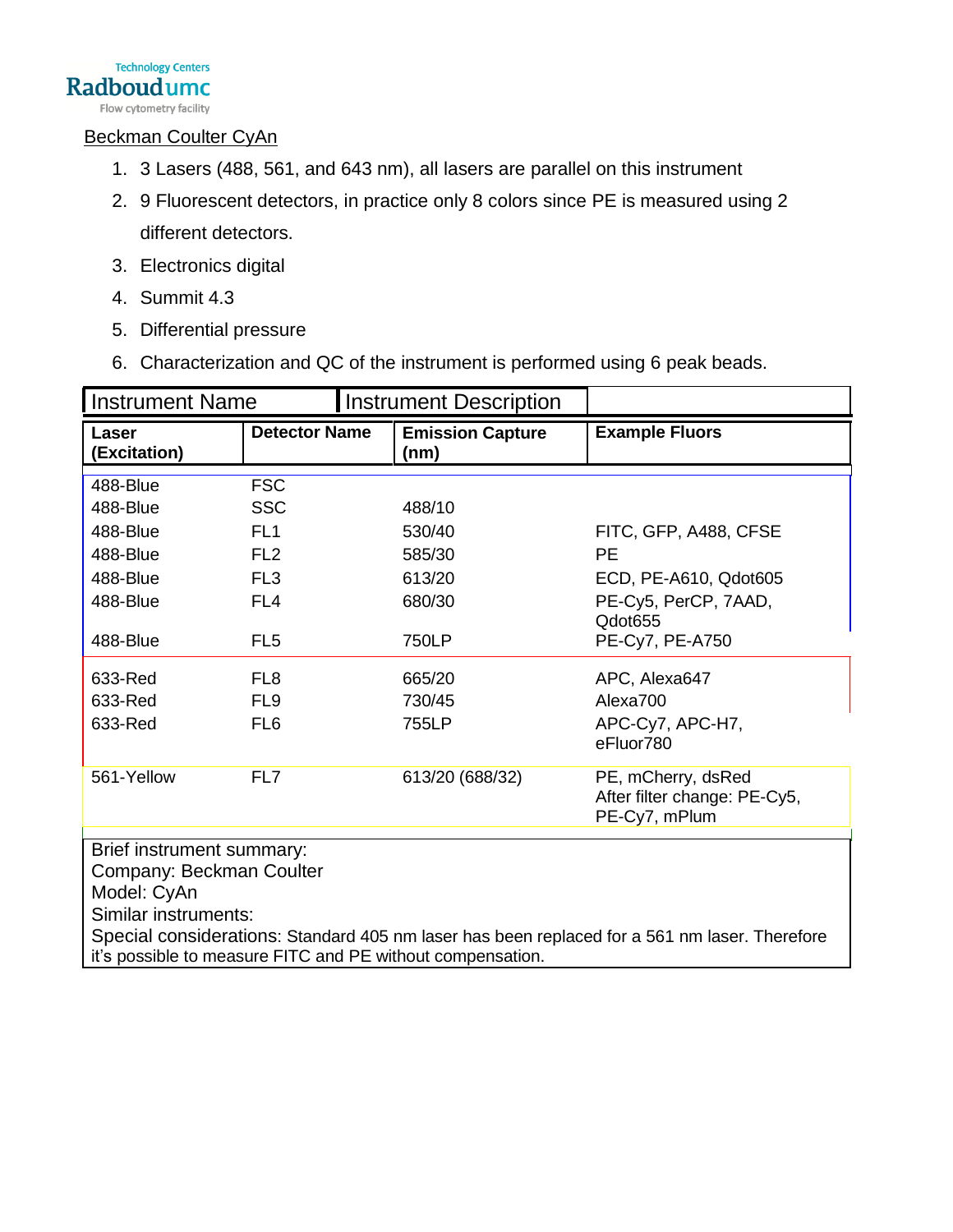Technology Centers
Radboudumc
Flow cytometry facility

Beckman Coulter CyAn

1. 3 Lasers (488, 561, and 643 nm), all lasers are parallel on this instrument
2. 9 Fluorescent detectors, in practice only 8 colors since PE is measured using 2 different detectors.
3. Electronics digital
4. Summit 4.3
5. Differential pressure
6. Characterization and QC of the instrument is performed using 6 peak beads.

| Instrument Name | Instrument Description | | |
|---|---|---|---|
| **Laser (Excitation)** | **Detector Name** | **Emission Capture (nm)** | **Example Fluors** |
| 488-Blue | FSC | | |
| 488-Blue | SSC | 488/10 | |
| 488-Blue | FL1 | 530/40 | FITC, GFP, A488, CFSE |
| 488-Blue | FL2 | 585/30 | PE |
| 488-Blue | FL3 | 613/20 | ECD, PE-A610, Qdot605 |
| 488-Blue | FL4 | 680/30 | PE-Cy5, PerCP, 7AAD, Qdot655 |
| 488-Blue | FL5 | 750LP | PE-Cy7, PE-A750 |
| 633-Red | FL8 | 665/20 | APC, Alexa647 |
| 633-Red | FL9 | 730/45 | Alexa700 |
| 633-Red | FL6 | 755LP | APC-Cy7, APC-H7, eFluor780 |
| 561-Yellow | FL7 | 613/20 (688/32) | PE, mCherry, dsRed After filter change: PE-Cy5, PE-Cy7, mPlum |

Brief instrument summary:
Company: Beckman Coulter
Model: CyAn
Similar instruments:
Special considerations: Standard 405 nm laser has been replaced for a 561 nm laser. Therefore it's possible to measure FITC and PE without compensation.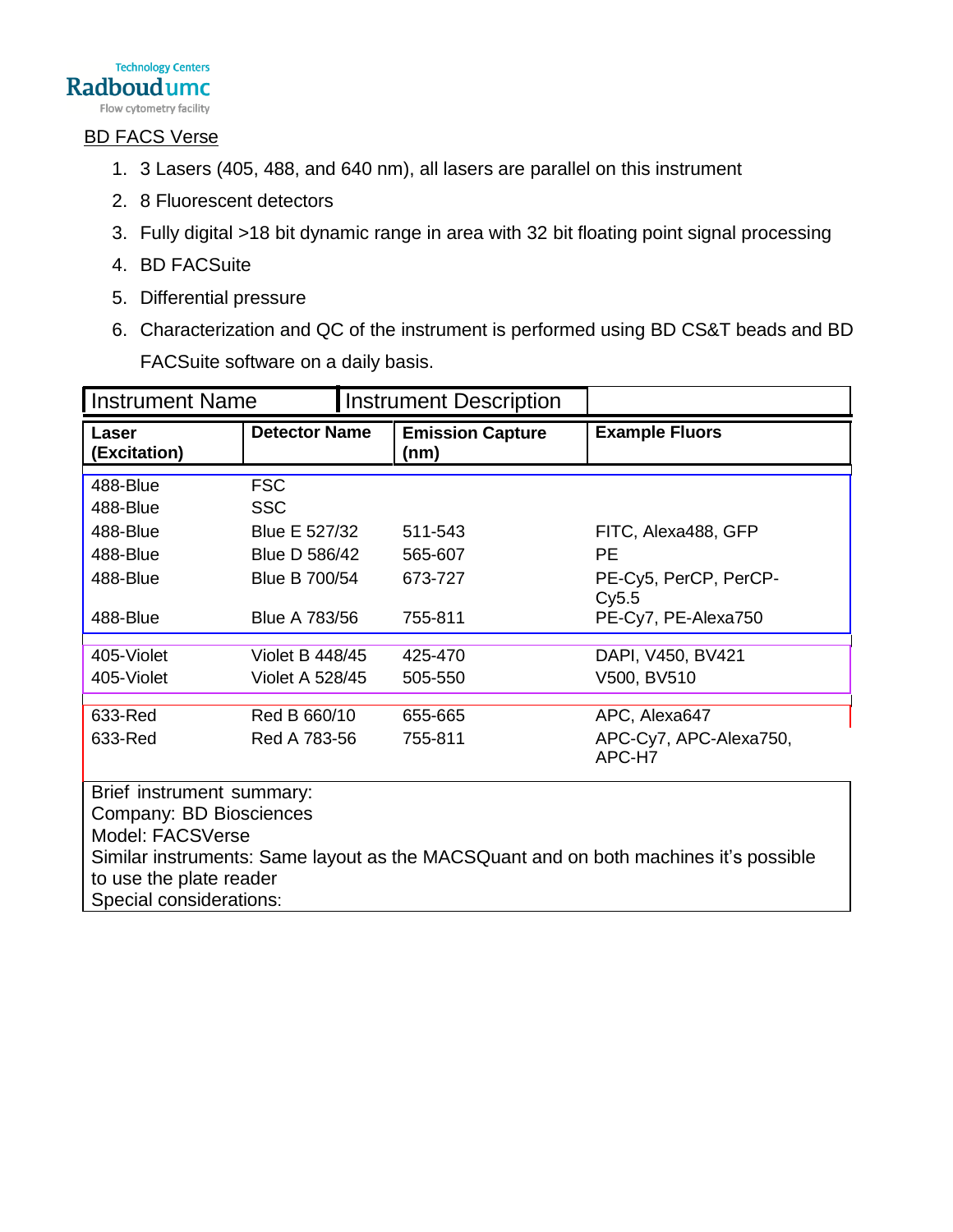Technology Centers
Radboudumc
Flow cytometry facility

## BD FACS Verse

1. 3 Lasers (405, 488, and 640 nm), all lasers are parallel on this instrument
2. 8 Fluorescent detectors
3. Fully digital >18 bit dynamic range in area with 32 bit floating point signal processing
4. BD FACSuite
5. Differential pressure
6. Characterization and QC of the instrument is performed using BD CS&T beads and BD FACSuite software on a daily basis.

| Instrument Name | Instrument Description | | |
|---|---|---|---|
| **Laser (Excitation)** | **Detector Name** | **Emission Capture (nm)** | **Example Fluors** |
| 488-Blue | FSC | | |
| 488-Blue | SSC | | |
| 488-Blue | Blue E 527/32 | 511-543 | FITC, Alexa488, GFP |
| 488-Blue | Blue D 586/42 | 565-607 | PE |
| 488-Blue | Blue B 700/54 | 673-727 | PE-Cy5, PerCP, PerCP-Cy5.5 |
| 488-Blue | Blue A 783/56 | 755-811 | PE-Cy7, PE-Alexa750 |
| 405-Violet | Violet B 448/45 | 425-470 | DAPI, V450, BV421 |
| 405-Violet | Violet A 528/45 | 505-550 | V500, BV510 |
| 633-Red | Red B 660/10 | 655-665 | APC, Alexa647 |
| 633-Red | Red A 783-56 | 755-811 | APC-Cy7, APC-Alexa750, APC-H7 |

Brief instrument summary:
Company: BD Biosciences
Model: FACSVerse
Similar instruments: Same layout as the MACSQuant and on both machines it's possible to use the plate reader
Special considerations: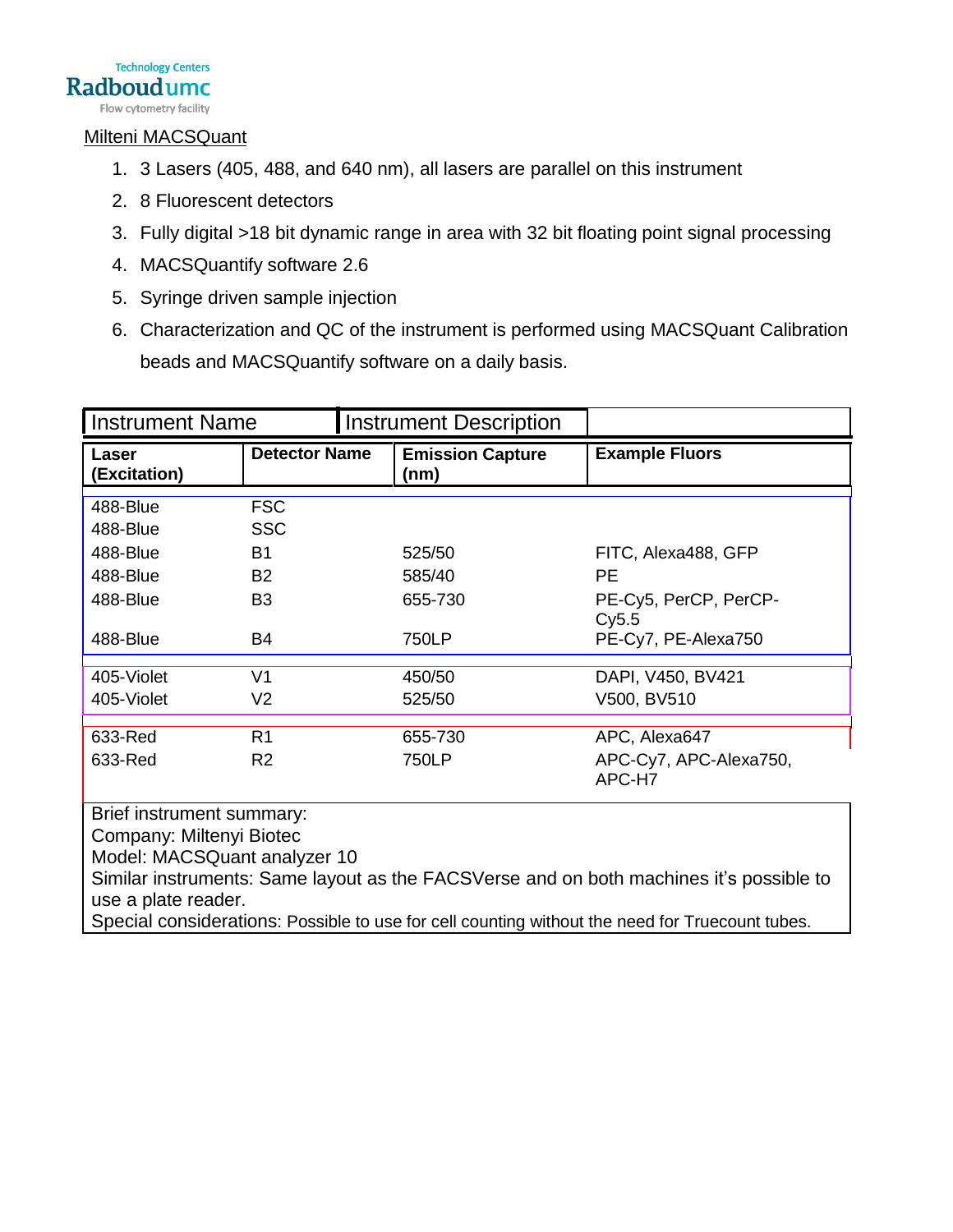Technology Centers
Radboudumc
Flow cytometry facility

Milteni MACSQuant

1. 3 Lasers (405, 488, and 640 nm), all lasers are parallel on this instrument
2. 8 Fluorescent detectors
3. Fully digital >18 bit dynamic range in area with 32 bit floating point signal processing
4. MACSQuantify software 2.6
5. Syringe driven sample injection
6. Characterization and QC of the instrument is performed using MACSQuant Calibration beads and MACSQuantify software on a daily basis.

| Instrument Name | | Instrument Description | |
|---|---|---|---|
| **Laser (Excitation)** | **Detector Name** | **Emission Capture (nm)** | **Example Fluors** |
| 488-Blue | FSC | | |
| 488-Blue | SSC | | |
| 488-Blue | B1 | 525/50 | FITC, Alexa488, GFP |
| 488-Blue | B2 | 585/40 | PE |
| 488-Blue | B3 | 655-730 | PE-Cy5, PerCP, PerCP-Cy5.5 |
| 488-Blue | B4 | 750LP | PE-Cy7, PE-Alexa750 |
| 405-Violet | V1 | 450/50 | DAPI, V450, BV421 |
| 405-Violet | V2 | 525/50 | V500, BV510 |
| 633-Red | R1 | 655-730 | APC, Alexa647 |
| 633-Red | R2 | 750LP | APC-Cy7, APC-Alexa750, APC-H7 |

Brief instrument summary:
Company: Miltenyi Biotec
Model: MACSQuant analyzer 10
Similar instruments: Same layout as the FACSVerse and on both machines it's possible to use a plate reader.
Special considerations: Possible to use for cell counting without the need for Truecount tubes.